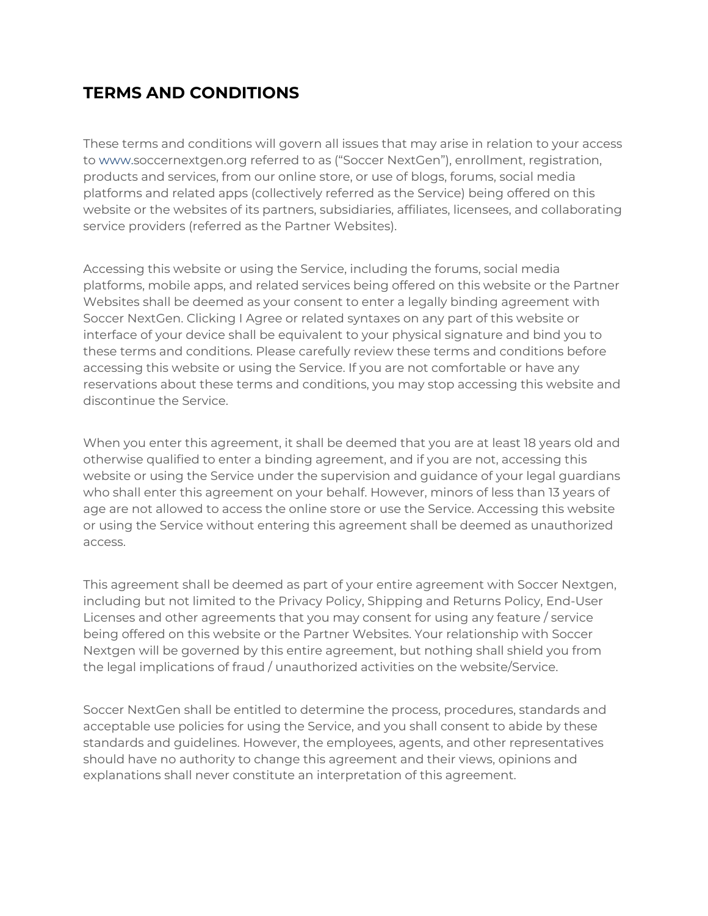# TERMS AND CONDITIONS

These terms and conditions will govern all issues that may arise in relation to your access to www.soccernextgen.org referred to as ("Soccer NextGen"), enrollment, registration, products and services, from our online store, or use of blogs, forums, social media platforms and related apps (collectively referred as the Service) being offered on this website or the websites of its partners, subsidiaries, affiliates, licensees, and collaborating service providers (referred as the Partner Websites).

Accessing this website or using the Service, including the forums, social media platforms, mobile apps, and related services being offered on this website or the Partner Websites shall be deemed as your consent to enter a legally binding agreement with Soccer NextGen. Clicking I Agree or related syntaxes on any part of this website or interface of your device shall be equivalent to your physical signature and bind you to these terms and conditions. Please carefully review these terms and conditions before accessing this website or using the Service. If you are not comfortable or have any reservations about these terms and conditions, you may stop accessing this website and discontinue the Service.

When you enter this agreement, it shall be deemed that you are at least 18 years old and otherwise qualified to enter a binding agreement, and if you are not, accessing this website or using the Service under the supervision and guidance of your legal guardians who shall enter this agreement on your behalf. However, minors of less than 13 years of age are not allowed to access the online store or use the Service. Accessing this website or using the Service without entering this agreement shall be deemed as unauthorized access.

This agreement shall be deemed as part of your entire agreement with Soccer Nextgen, including but not limited to the Privacy Policy, Shipping and Returns Policy, End-User Licenses and other agreements that you may consent for using any feature / service being offered on this website or the Partner Websites. Your relationship with Soccer Nextgen will be governed by this entire agreement, but nothing shall shield you from the legal implications of fraud / unauthorized activities on the website/Service.

Soccer NextGen shall be entitled to determine the process, procedures, standards and acceptable use policies for using the Service, and you shall consent to abide by these standards and guidelines. However, the employees, agents, and other representatives should have no authority to change this agreement and their views, opinions and explanations shall never constitute an interpretation of this agreement.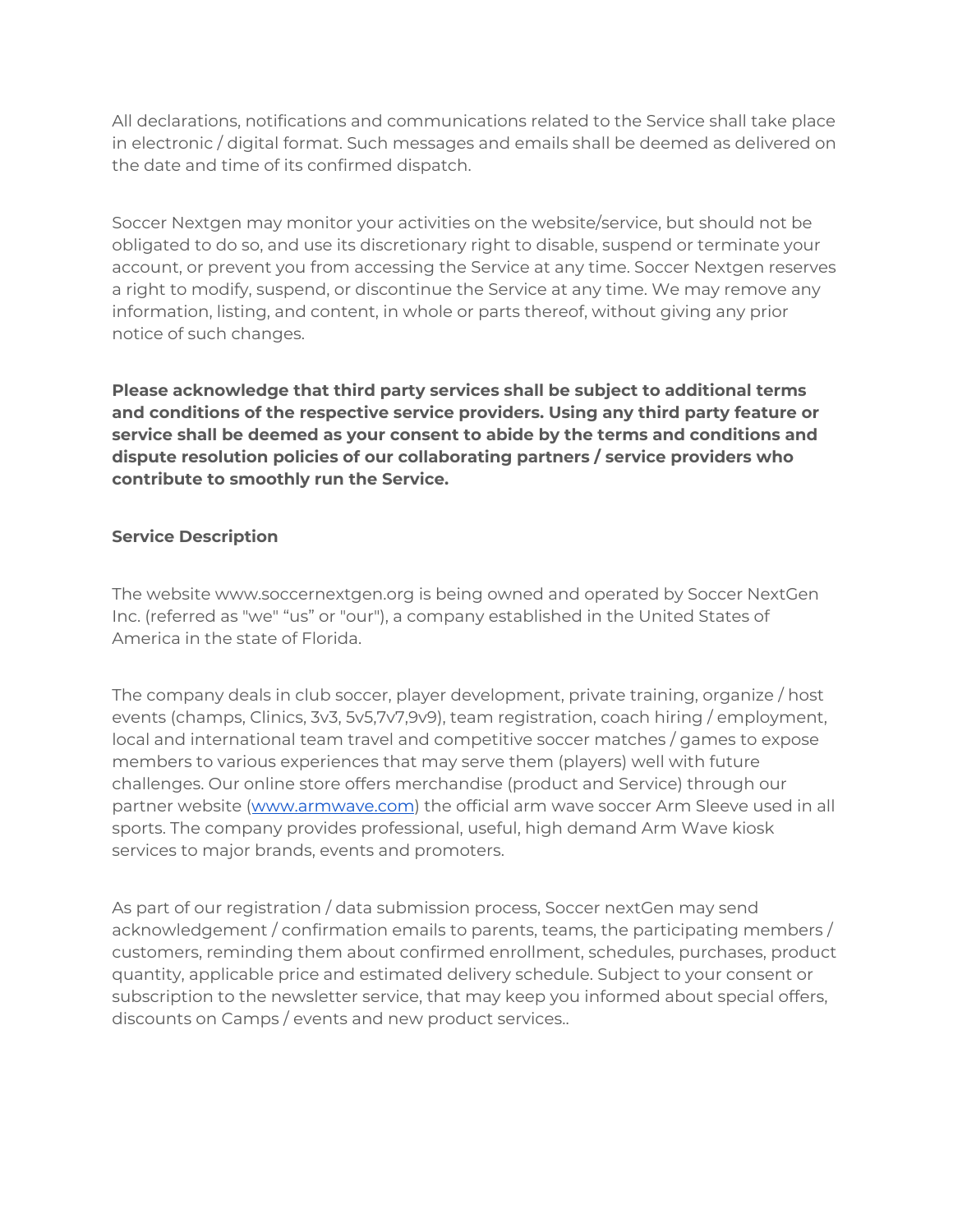All declarations, notifications and communications related to the Service shall take place in electronic / digital format. Such messages and emails shall be deemed as delivered on the date and time of its confirmed dispatch.

Soccer Nextgen may monitor your activities on the website/service, but should not be obligated to do so, and use its discretionary right to disable, suspend or terminate your account, or prevent you from accessing the Service at any time. Soccer Nextgen reserves a right to modify, suspend, or discontinue the Service at any time. We may remove any information, listing, and content, in whole or parts thereof, without giving any prior notice of such changes.

**Please acknowledge that third party services shall be subject to additional terms and conditions of the respective service providers. Using any third party feature or service shall be deemed as your consent to abide by the terms and conditions and dispute resolution policies of our collaborating partners / service providers who contribute to smoothly run the Service.**

**Service Description**

The website www.soccernextgen.org is being owned and operated by Soccer NextGen Inc. (referred as "we" “us” or "our"), a company established in the United States of America in the state of Florida.

The company deals in club soccer, player development, private training, organize / host events (champs, Clinics, 3v3, 5v5,7v7,9v9), team registration, coach hiring / employment, local and international team travel and competitive soccer matches / games to expose members to various experiences that may serve them (players) well with future challenges. Our online store offers merchandise (product and Service) through our partner website ([www.armwave.com](http://www.armwave.com)) the official arm wave soccer Arm Sleeve used in all sports. The company provides professional, useful, high demand Arm Wave kiosk services to major brands, events and promoters.

As part of our registration / data submission process, Soccer nextGen may send acknowledgement / confirmation emails to parents, teams, the participating members / customers, reminding them about confirmed enrollment, schedules, purchases, product quantity, applicable price and estimated delivery schedule. Subject to your consent or subscription to the newsletter service, that may keep you informed about special offers, discounts on Camps / events and new product services..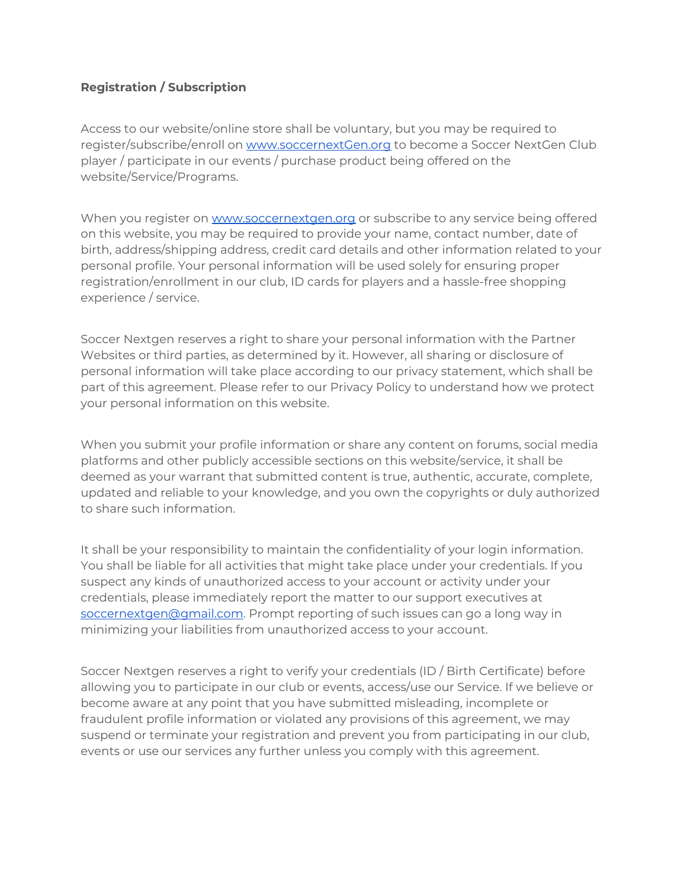**Registration / Subscription**

Access to our website/online store shall be voluntary, but you may be required to register/subscribe/enroll on [www.soccernextGen.org](http://www.soccernextGen.org) to become a Soccer NextGen Club player / participate in our events / purchase product being offered on the website/Service/Programs.

When you register on [www.soccernextgen.org](http://www.soccernextgen.org) or subscribe to any service being offered on this website, you may be required to provide your name, contact number, date of birth, address/shipping address, credit card details and other information related to your personal profile. Your personal information will be used solely for ensuring proper registration/enrollment in our club, ID cards for players and a hassle-free shopping experience / service.

Soccer Nextgen reserves a right to share your personal information with the Partner Websites or third parties, as determined by it. However, all sharing or disclosure of personal information will take place according to our privacy statement, which shall be part of this agreement. Please refer to our Privacy Policy to understand how we protect your personal information on this website.

When you submit your profile information or share any content on forums, social media platforms and other publicly accessible sections on this website/service, it shall be deemed as your warrant that submitted content is true, authentic, accurate, complete, updated and reliable to your knowledge, and you own the copyrights or duly authorized to share such information.

It shall be your responsibility to maintain the confidentiality of your login information. You shall be liable for all activities that might take place under your credentials. If you suspect any kinds of unauthorized access to your account or activity under your credentials, please immediately report the matter to our support executives at [soccernextgen@gmail.com](mailto:soccernextgen@gmail.com). Prompt reporting of such issues can go a long way in minimizing your liabilities from unauthorized access to your account.

Soccer Nextgen reserves a right to verify your credentials (ID / Birth Certificate) before allowing you to participate in our club or events, access/use our Service. If we believe or become aware at any point that you have submitted misleading, incomplete or fraudulent profile information or violated any provisions of this agreement, we may suspend or terminate your registration and prevent you from participating in our club, events or use our services any further unless you comply with this agreement.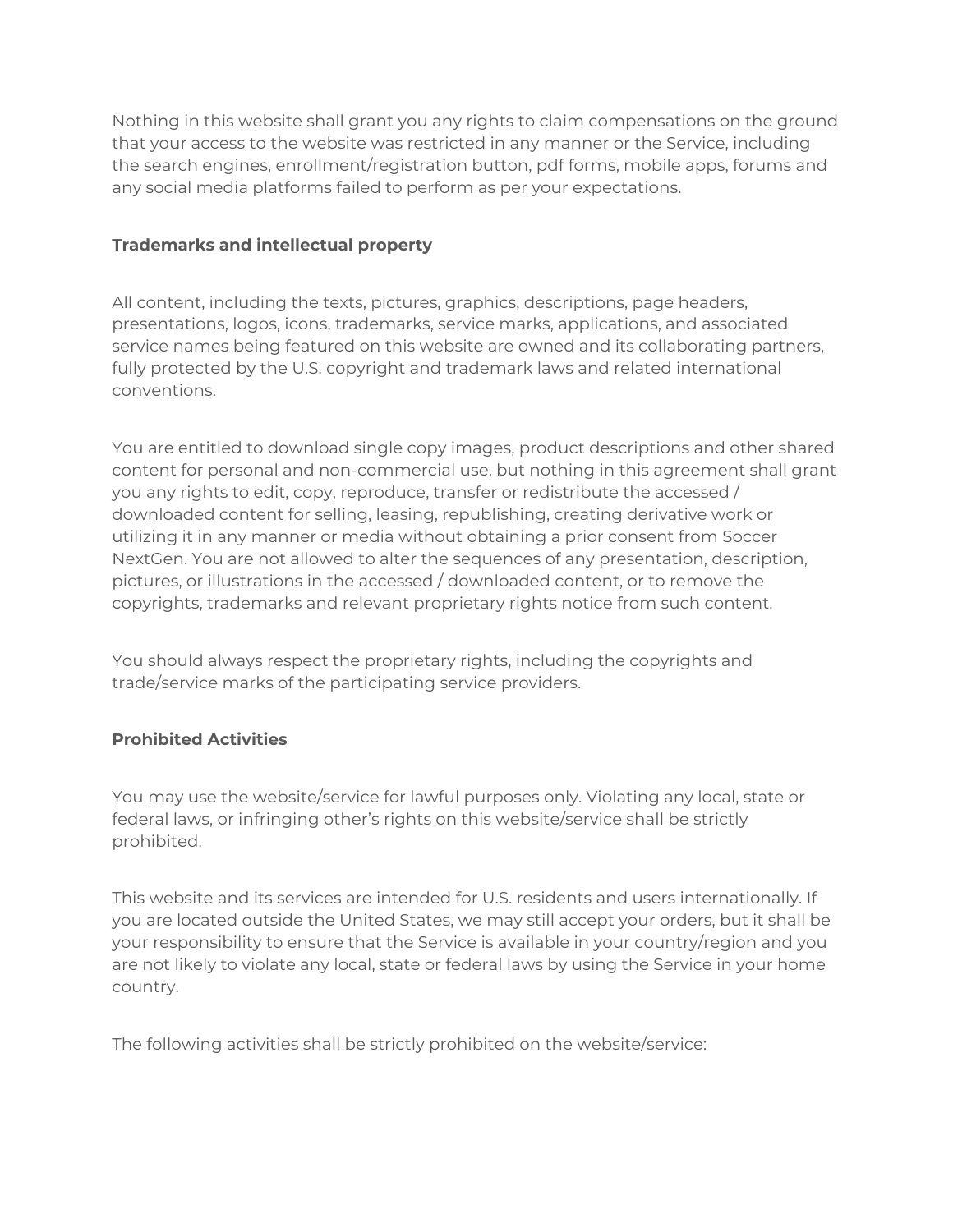Nothing in this website shall grant you any rights to claim compensations on the ground that your access to the website was restricted in any manner or the Service, including the search engines, enrollment/registration button, pdf forms, mobile apps, forums and any social media platforms failed to perform as per your expectations.

**Trademarks and intellectual property**

All content, including the texts, pictures, graphics, descriptions, page headers, presentations, logos, icons, trademarks, service marks, applications, and associated service names being featured on this website are owned and its collaborating partners, fully protected by the U.S. copyright and trademark laws and related international conventions.

You are entitled to download single copy images, product descriptions and other shared content for personal and non-commercial use, but nothing in this agreement shall grant you any rights to edit, copy, reproduce, transfer or redistribute the accessed / downloaded content for selling, leasing, republishing, creating derivative work or utilizing it in any manner or media without obtaining a prior consent from Soccer NextGen. You are not allowed to alter the sequences of any presentation, description, pictures, or illustrations in the accessed / downloaded content, or to remove the copyrights, trademarks and relevant proprietary rights notice from such content.

You should always respect the proprietary rights, including the copyrights and trade/service marks of the participating service providers.

**Prohibited Activities**

You may use the website/service for lawful purposes only. Violating any local, state or federal laws, or infringing other's rights on this website/service shall be strictly prohibited.

This website and its services are intended for U.S. residents and users internationally. If you are located outside the United States, we may still accept your orders, but it shall be your responsibility to ensure that the Service is available in your country/region and you are not likely to violate any local, state or federal laws by using the Service in your home country.

The following activities shall be strictly prohibited on the website/service: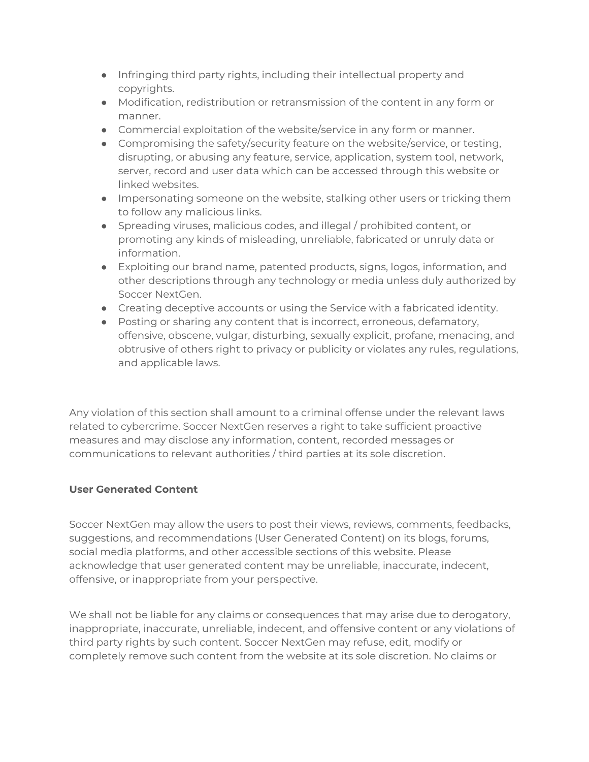- Infringing third party rights, including their intellectual property and copyrights.
- Modification, redistribution or retransmission of the content in any form or manner.
- Commercial exploitation of the website/service in any form or manner.
- Compromising the safety/security feature on the website/service, or testing, disrupting, or abusing any feature, service, application, system tool, network, server, record and user data which can be accessed through this website or linked websites.
- Impersonating someone on the website, stalking other users or tricking them to follow any malicious links.
- Spreading viruses, malicious codes, and illegal / prohibited content, or promoting any kinds of misleading, unreliable, fabricated or unruly data or information.
- Exploiting our brand name, patented products, signs, logos, information, and other descriptions through any technology or media unless duly authorized by Soccer NextGen.
- Creating deceptive accounts or using the Service with a fabricated identity.
- Posting or sharing any content that is incorrect, erroneous, defamatory, offensive, obscene, vulgar, disturbing, sexually explicit, profane, menacing, and obtrusive of others right to privacy or publicity or violates any rules, regulations, and applicable laws.

Any violation of this section shall amount to a criminal offense under the relevant laws related to cybercrime. Soccer NextGen reserves a right to take sufficient proactive measures and may disclose any information, content, recorded messages or communications to relevant authorities / third parties at its sole discretion.

**User Generated Content**

Soccer NextGen may allow the users to post their views, reviews, comments, feedbacks, suggestions, and recommendations (User Generated Content) on its blogs, forums, social media platforms, and other accessible sections of this website. Please acknowledge that user generated content may be unreliable, inaccurate, indecent, offensive, or inappropriate from your perspective.

We shall not be liable for any claims or consequences that may arise due to derogatory, inappropriate, inaccurate, unreliable, indecent, and offensive content or any violations of third party rights by such content. Soccer NextGen may refuse, edit, modify or completely remove such content from the website at its sole discretion. No claims or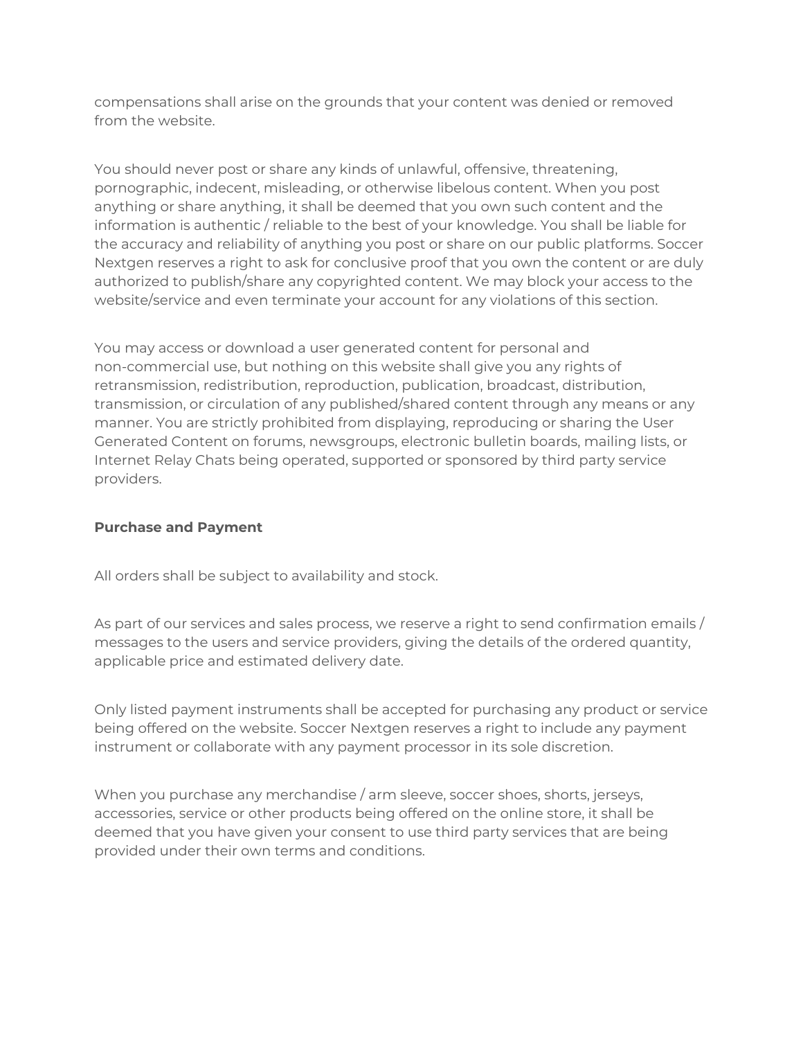compensations shall arise on the grounds that your content was denied or removed from the website.

You should never post or share any kinds of unlawful, offensive, threatening, pornographic, indecent, misleading, or otherwise libelous content. When you post anything or share anything, it shall be deemed that you own such content and the information is authentic / reliable to the best of your knowledge. You shall be liable for the accuracy and reliability of anything you post or share on our public platforms. Soccer Nextgen reserves a right to ask for conclusive proof that you own the content or are duly authorized to publish/share any copyrighted content. We may block your access to the website/service and even terminate your account for any violations of this section.

You may access or download a user generated content for personal and non-commercial use, but nothing on this website shall give you any rights of retransmission, redistribution, reproduction, publication, broadcast, distribution, transmission, or circulation of any published/shared content through any means or any manner. You are strictly prohibited from displaying, reproducing or sharing the User Generated Content on forums, newsgroups, electronic bulletin boards, mailing lists, or Internet Relay Chats being operated, supported or sponsored by third party service providers.

**Purchase and Payment**

All orders shall be subject to availability and stock.

As part of our services and sales process, we reserve a right to send confirmation emails / messages to the users and service providers, giving the details of the ordered quantity, applicable price and estimated delivery date.

Only listed payment instruments shall be accepted for purchasing any product or service being offered on the website. Soccer Nextgen reserves a right to include any payment instrument or collaborate with any payment processor in its sole discretion.

When you purchase any merchandise / arm sleeve, soccer shoes, shorts, jerseys, accessories, service or other products being offered on the online store, it shall be deemed that you have given your consent to use third party services that are being provided under their own terms and conditions.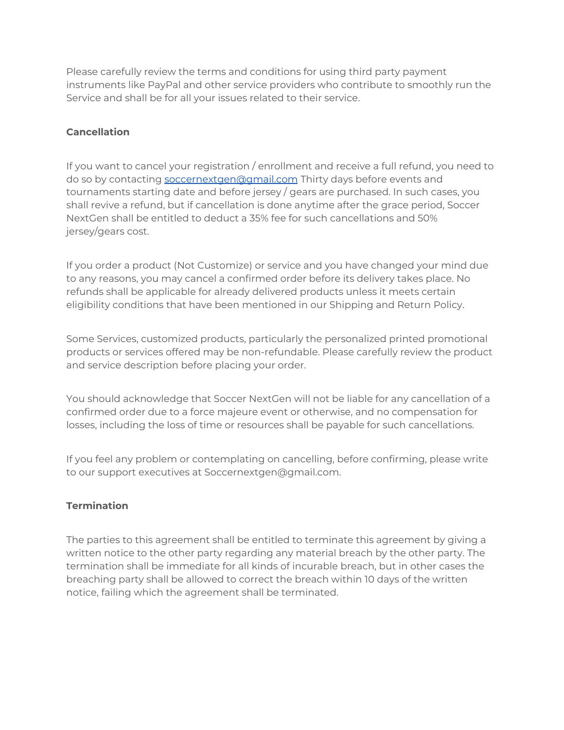Please carefully review the terms and conditions for using third party payment instruments like PayPal and other service providers who contribute to smoothly run the Service and shall be for all your issues related to their service.

**Cancellation**

If you want to cancel your registration / enrollment and receive a full refund, you need to do so by contacting [soccernextgen@gmail.com](mailto:soccernextgen@gmail.com) Thirty days before events and tournaments starting date and before jersey / gears are purchased. In such cases, you shall revive a refund, but if cancellation is done anytime after the grace period, Soccer NextGen shall be entitled to deduct a 35% fee for such cancellations and 50% jersey/gears cost.

If you order a product (Not Customize) or service and you have changed your mind due to any reasons, you may cancel a confirmed order before its delivery takes place. No refunds shall be applicable for already delivered products unless it meets certain eligibility conditions that have been mentioned in our Shipping and Return Policy.

Some Services, customized products, particularly the personalized printed promotional products or services offered may be non-refundable. Please carefully review the product and service description before placing your order.

You should acknowledge that Soccer NextGen will not be liable for any cancellation of a confirmed order due to a force majeure event or otherwise, and no compensation for losses, including the loss of time or resources shall be payable for such cancellations.

If you feel any problem or contemplating on cancelling, before confirming, please write to our support executives at Soccernextgen@gmail.com.

**Termination**

The parties to this agreement shall be entitled to terminate this agreement by giving a written notice to the other party regarding any material breach by the other party. The termination shall be immediate for all kinds of incurable breach, but in other cases the breaching party shall be allowed to correct the breach within 10 days of the written notice, failing which the agreement shall be terminated.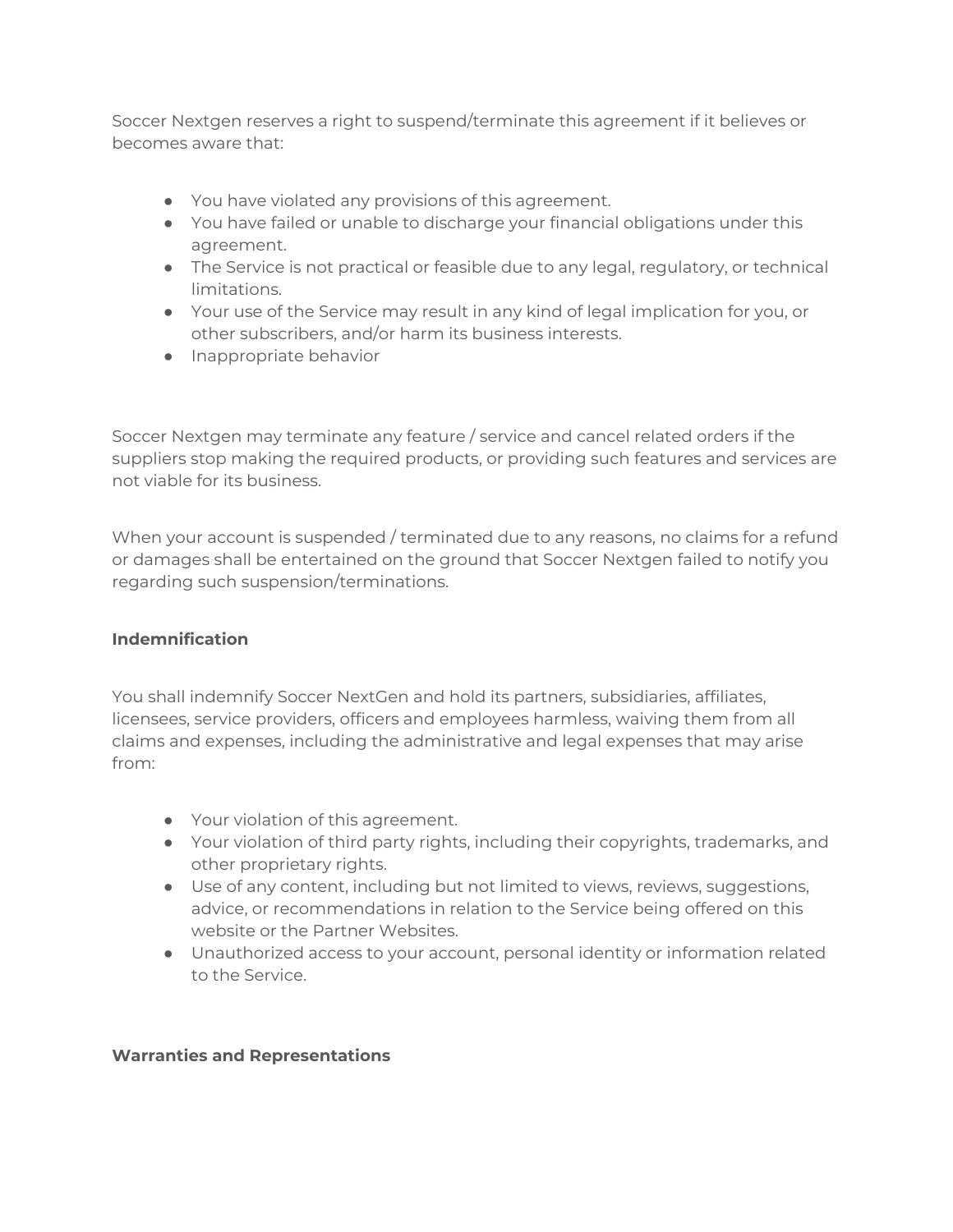Soccer Nextgen reserves a right to suspend/terminate this agreement if it believes or becomes aware that:

- You have violated any provisions of this agreement.
- You have failed or unable to discharge your financial obligations under this agreement.
- The Service is not practical or feasible due to any legal, regulatory, or technical limitations.
- Your use of the Service may result in any kind of legal implication for you, or other subscribers, and/or harm its business interests.
- Inappropriate behavior

Soccer Nextgen may terminate any feature / service and cancel related orders if the suppliers stop making the required products, or providing such features and services are not viable for its business.

When your account is suspended / terminated due to any reasons, no claims for a refund or damages shall be entertained on the ground that Soccer Nextgen failed to notify you regarding such suspension/terminations.

**Indemnification**

You shall indemnify Soccer NextGen and hold its partners, subsidiaries, affiliates, licensees, service providers, officers and employees harmless, waiving them from all claims and expenses, including the administrative and legal expenses that may arise from:

- Your violation of this agreement.
- Your violation of third party rights, including their copyrights, trademarks, and other proprietary rights.
- Use of any content, including but not limited to views, reviews, suggestions, advice, or recommendations in relation to the Service being offered on this website or the Partner Websites.
- Unauthorized access to your account, personal identity or information related to the Service.

**Warranties and Representations**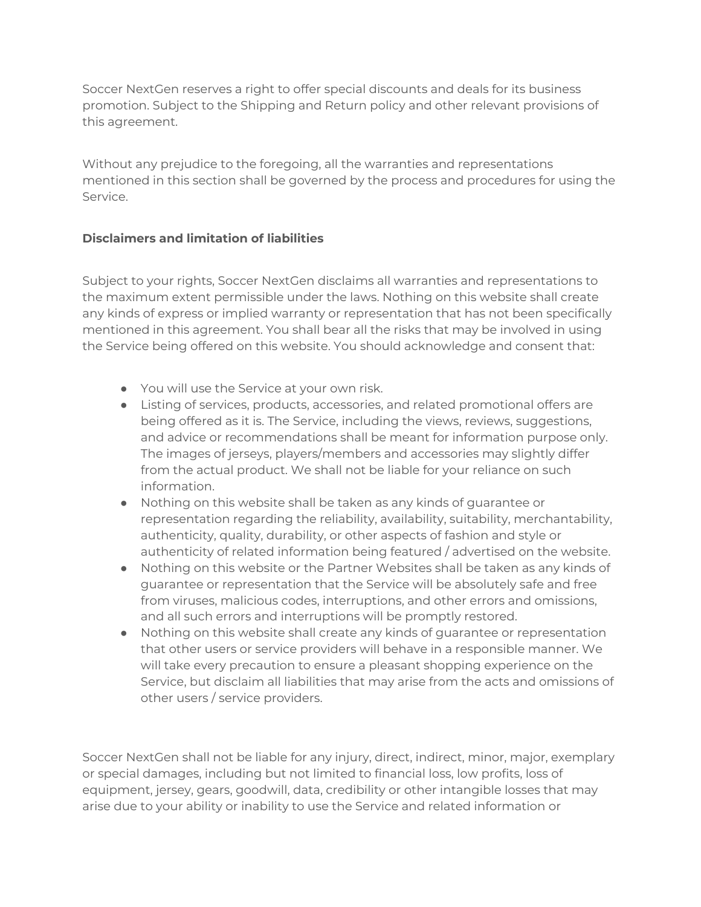Soccer NextGen reserves a right to offer special discounts and deals for its business promotion. Subject to the Shipping and Return policy and other relevant provisions of this agreement.

Without any prejudice to the foregoing, all the warranties and representations mentioned in this section shall be governed by the process and procedures for using the Service.

**Disclaimers and limitation of liabilities**

Subject to your rights, Soccer NextGen disclaims all warranties and representations to the maximum extent permissible under the laws. Nothing on this website shall create any kinds of express or implied warranty or representation that has not been specifically mentioned in this agreement. You shall bear all the risks that may be involved in using the Service being offered on this website. You should acknowledge and consent that:

- You will use the Service at your own risk.
- Listing of services, products, accessories, and related promotional offers are being offered as it is. The Service, including the views, reviews, suggestions, and advice or recommendations shall be meant for information purpose only. The images of jerseys, players/members and accessories may slightly differ from the actual product. We shall not be liable for your reliance on such information.
- Nothing on this website shall be taken as any kinds of guarantee or representation regarding the reliability, availability, suitability, merchantability, authenticity, quality, durability, or other aspects of fashion and style or authenticity of related information being featured / advertised on the website.
- Nothing on this website or the Partner Websites shall be taken as any kinds of guarantee or representation that the Service will be absolutely safe and free from viruses, malicious codes, interruptions, and other errors and omissions, and all such errors and interruptions will be promptly restored.
- Nothing on this website shall create any kinds of guarantee or representation that other users or service providers will behave in a responsible manner. We will take every precaution to ensure a pleasant shopping experience on the Service, but disclaim all liabilities that may arise from the acts and omissions of other users / service providers.

Soccer NextGen shall not be liable for any injury, direct, indirect, minor, major, exemplary or special damages, including but not limited to financial loss, low profits, loss of equipment, jersey, gears, goodwill, data, credibility or other intangible losses that may arise due to your ability or inability to use the Service and related information or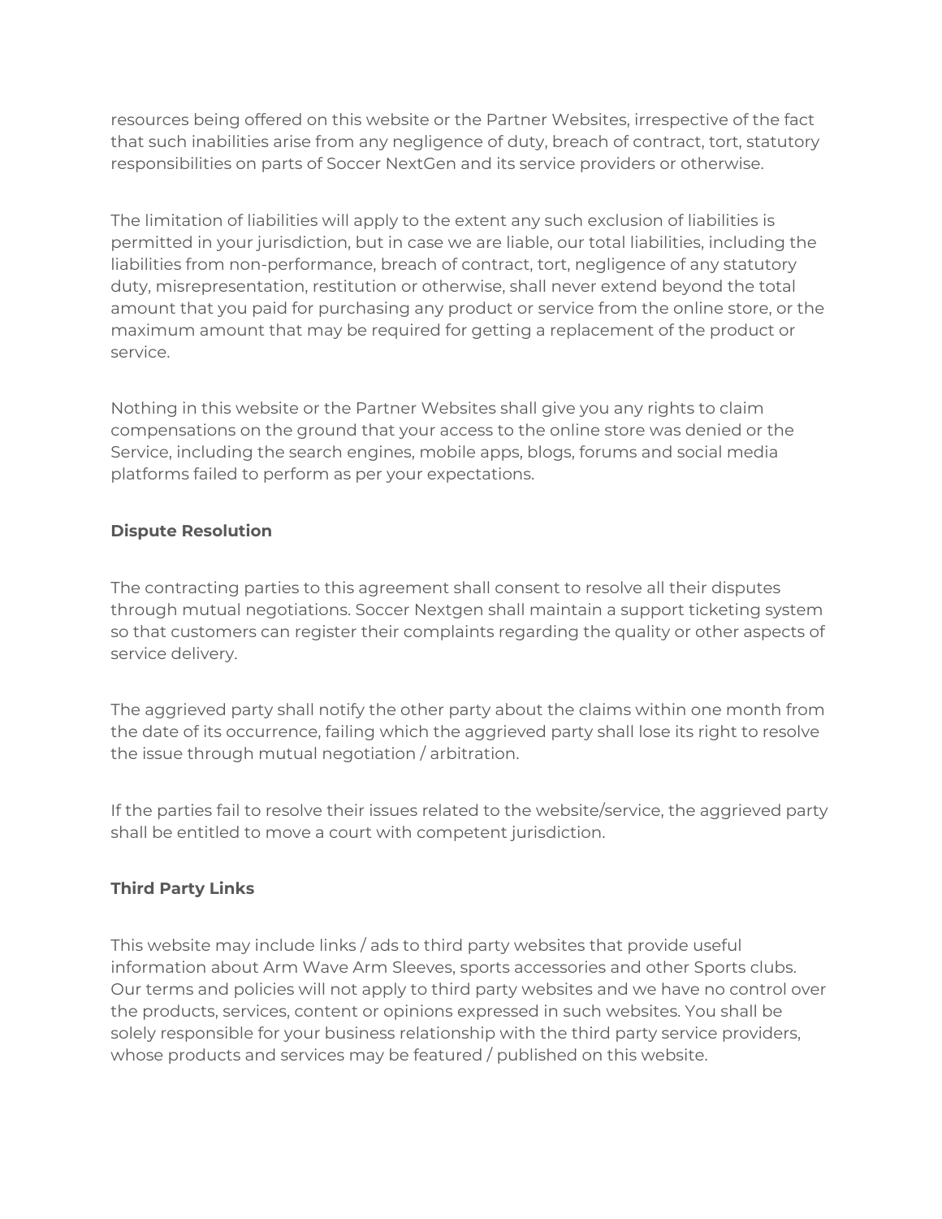resources being offered on this website or the Partner Websites, irrespective of the fact that such inabilities arise from any negligence of duty, breach of contract, tort, statutory responsibilities on parts of Soccer NextGen and its service providers or otherwise.

The limitation of liabilities will apply to the extent any such exclusion of liabilities is permitted in your jurisdiction, but in case we are liable, our total liabilities, including the liabilities from non-performance, breach of contract, tort, negligence of any statutory duty, misrepresentation, restitution or otherwise, shall never extend beyond the total amount that you paid for purchasing any product or service from the online store, or the maximum amount that may be required for getting a replacement of the product or service.

Nothing in this website or the Partner Websites shall give you any rights to claim compensations on the ground that your access to the online store was denied or the Service, including the search engines, mobile apps, blogs, forums and social media platforms failed to perform as per your expectations.

**Dispute Resolution**

The contracting parties to this agreement shall consent to resolve all their disputes through mutual negotiations. Soccer Nextgen shall maintain a support ticketing system so that customers can register their complaints regarding the quality or other aspects of service delivery.

The aggrieved party shall notify the other party about the claims within one month from the date of its occurrence, failing which the aggrieved party shall lose its right to resolve the issue through mutual negotiation / arbitration.

If the parties fail to resolve their issues related to the website/service, the aggrieved party shall be entitled to move a court with competent jurisdiction.

**Third Party Links**

This website may include links / ads to third party websites that provide useful information about Arm Wave Arm Sleeves, sports accessories and other Sports clubs. Our terms and policies will not apply to third party websites and we have no control over the products, services, content or opinions expressed in such websites. You shall be solely responsible for your business relationship with the third party service providers, whose products and services may be featured / published on this website.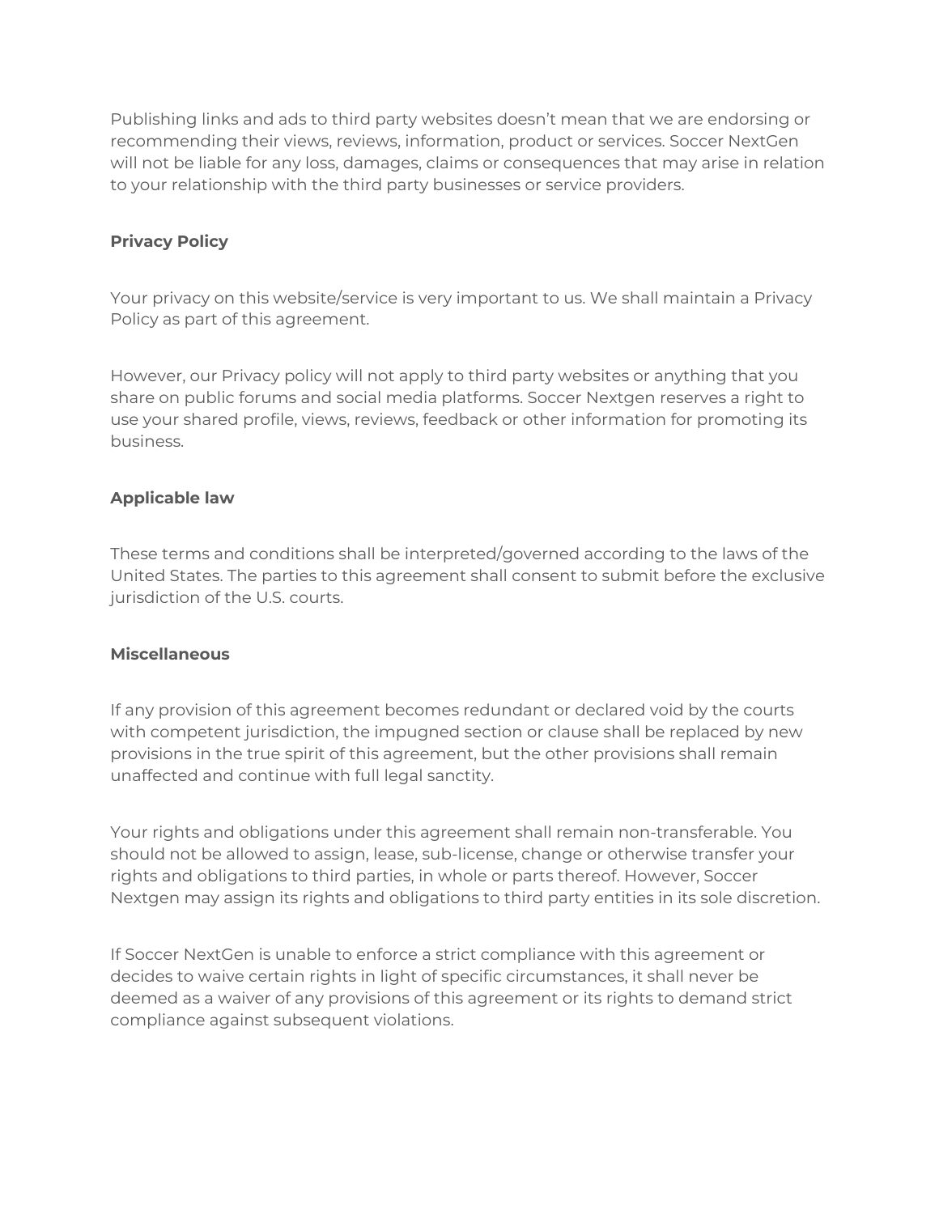Publishing links and ads to third party websites doesn't mean that we are endorsing or recommending their views, reviews, information, product or services. Soccer NextGen will not be liable for any loss, damages, claims or consequences that may arise in relation to your relationship with the third party businesses or service providers.

**Privacy Policy**

Your privacy on this website/service is very important to us. We shall maintain a Privacy Policy as part of this agreement.

However, our Privacy policy will not apply to third party websites or anything that you share on public forums and social media platforms. Soccer Nextgen reserves a right to use your shared profile, views, reviews, feedback or other information for promoting its business.

**Applicable law**

These terms and conditions shall be interpreted/governed according to the laws of the United States. The parties to this agreement shall consent to submit before the exclusive jurisdiction of the U.S. courts.

**Miscellaneous**

If any provision of this agreement becomes redundant or declared void by the courts with competent jurisdiction, the impugned section or clause shall be replaced by new provisions in the true spirit of this agreement, but the other provisions shall remain unaffected and continue with full legal sanctity.

Your rights and obligations under this agreement shall remain non-transferable. You should not be allowed to assign, lease, sub-license, change or otherwise transfer your rights and obligations to third parties, in whole or parts thereof. However, Soccer Nextgen may assign its rights and obligations to third party entities in its sole discretion.

If Soccer NextGen is unable to enforce a strict compliance with this agreement or decides to waive certain rights in light of specific circumstances, it shall never be deemed as a waiver of any provisions of this agreement or its rights to demand strict compliance against subsequent violations.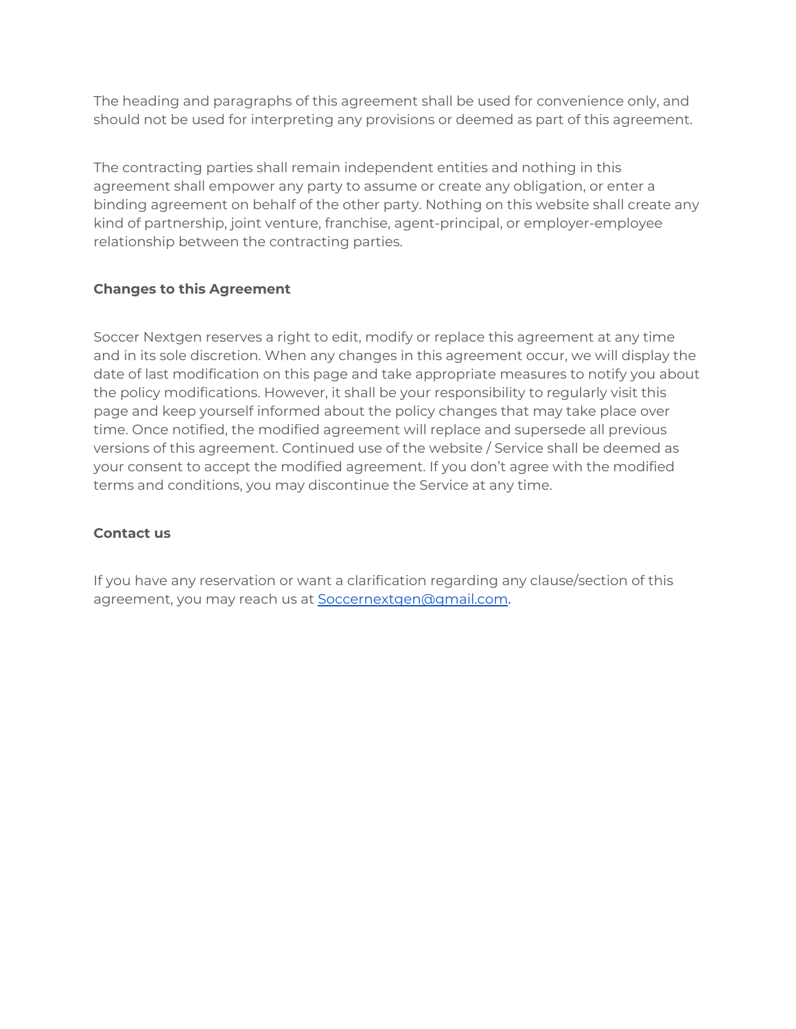The heading and paragraphs of this agreement shall be used for convenience only, and should not be used for interpreting any provisions or deemed as part of this agreement.

The contracting parties shall remain independent entities and nothing in this agreement shall empower any party to assume or create any obligation, or enter a binding agreement on behalf of the other party. Nothing on this website shall create any kind of partnership, joint venture, franchise, agent-principal, or employer-employee relationship between the contracting parties.

**Changes to this Agreement**

Soccer Nextgen reserves a right to edit, modify or replace this agreement at any time and in its sole discretion. When any changes in this agreement occur, we will display the date of last modification on this page and take appropriate measures to notify you about the policy modifications. However, it shall be your responsibility to regularly visit this page and keep yourself informed about the policy changes that may take place over time. Once notified, the modified agreement will replace and supersede all previous versions of this agreement. Continued use of the website / Service shall be deemed as your consent to accept the modified agreement. If you don't agree with the modified terms and conditions, you may discontinue the Service at any time.

**Contact us**

If you have any reservation or want a clarification regarding any clause/section of this agreement, you may reach us at [Soccernextgen@gmail.com](mailto:Soccernextgen@gmail.com).